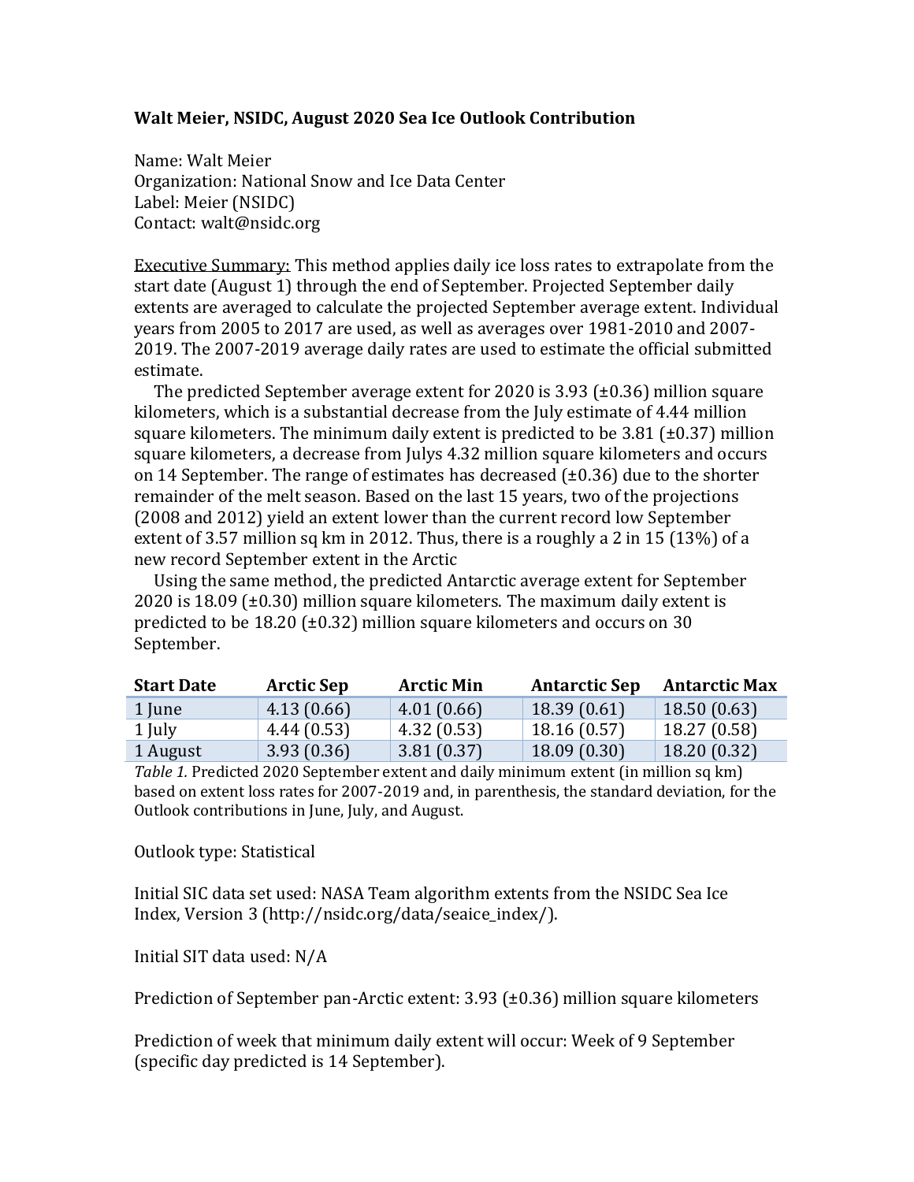**Walt Meier, NSIDC, August 2020 Sea Ice Outlook Contribution**

Name: Walt Meier
Organization: National Snow and Ice Data Center
Label: Meier (NSIDC)
Contact: walt@nsidc.org

Executive Summary: This method applies daily ice loss rates to extrapolate from the start date (August 1) through the end of September. Projected September daily extents are averaged to calculate the projected September average extent. Individual years from 2005 to 2017 are used, as well as averages over 1981-2010 and 2007-2019. The 2007-2019 average daily rates are used to estimate the official submitted estimate.

The predicted September average extent for 2020 is 3.93 (±0.36) million square kilometers, which is a substantial decrease from the July estimate of 4.44 million square kilometers. The minimum daily extent is predicted to be 3.81 (±0.37) million square kilometers, a decrease from Julys 4.32 million square kilometers and occurs on 14 September. The range of estimates has decreased (±0.36) due to the shorter remainder of the melt season. Based on the last 15 years, two of the projections (2008 and 2012) yield an extent lower than the current record low September extent of 3.57 million sq km in 2012. Thus, there is a roughly a 2 in 15 (13%) of a new record September extent in the Arctic

Using the same method, the predicted Antarctic average extent for September 2020 is 18.09 (±0.30) million square kilometers. The maximum daily extent is predicted to be 18.20 (±0.32) million square kilometers and occurs on 30 September.

| Start Date | Arctic Sep | Arctic Min | Antarctic Sep | Antarctic Max |
|---|---|---|---|---|
| 1 June | 4.13 (0.66) | 4.01 (0.66) | 18.39 (0.61) | 18.50 (0.63) |
| 1 July | 4.44 (0.53) | 4.32 (0.53) | 18.16 (0.57) | 18.27 (0.58) |
| 1 August | 3.93 (0.36) | 3.81 (0.37) | 18.09 (0.30) | 18.20 (0.32) |

*Table 1.* Predicted 2020 September extent and daily minimum extent (in million sq km) based on extent loss rates for 2007-2019 and, in parenthesis, the standard deviation, for the Outlook contributions in June, July, and August.

Outlook type: Statistical

Initial SIC data set used: NASA Team algorithm extents from the NSIDC Sea Ice Index, Version 3 (http://nsidc.org/data/seaice_index/).

Initial SIT data used: N/A

Prediction of September pan-Arctic extent: 3.93 (±0.36) million square kilometers

Prediction of week that minimum daily extent will occur: Week of 9 September (specific day predicted is 14 September).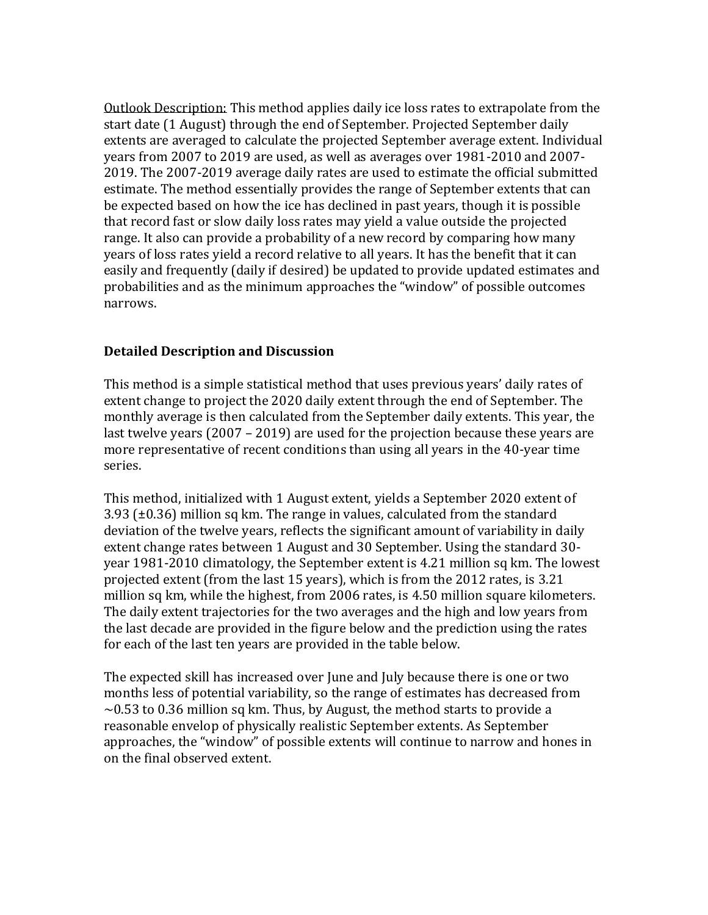Outlook Description: This method applies daily ice loss rates to extrapolate from the start date (1 August) through the end of September. Projected September daily extents are averaged to calculate the projected September average extent. Individual years from 2007 to 2019 are used, as well as averages over 1981-2010 and 2007-2019. The 2007-2019 average daily rates are used to estimate the official submitted estimate. The method essentially provides the range of September extents that can be expected based on how the ice has declined in past years, though it is possible that record fast or slow daily loss rates may yield a value outside the projected range. It also can provide a probability of a new record by comparing how many years of loss rates yield a record relative to all years. It has the benefit that it can easily and frequently (daily if desired) be updated to provide updated estimates and probabilities and as the minimum approaches the "window" of possible outcomes narrows.

## Detailed Description and Discussion

This method is a simple statistical method that uses previous years' daily rates of extent change to project the 2020 daily extent through the end of September. The monthly average is then calculated from the September daily extents. This year, the last twelve years (2007 – 2019) are used for the projection because these years are more representative of recent conditions than using all years in the 40-year time series.

This method, initialized with 1 August extent, yields a September 2020 extent of 3.93 (±0.36) million sq km. The range in values, calculated from the standard deviation of the twelve years, reflects the significant amount of variability in daily extent change rates between 1 August and 30 September. Using the standard 30-year 1981-2010 climatology, the September extent is 4.21 million sq km. The lowest projected extent (from the last 15 years), which is from the 2012 rates, is 3.21 million sq km, while the highest, from 2006 rates, is 4.50 million square kilometers. The daily extent trajectories for the two averages and the high and low years from the last decade are provided in the figure below and the prediction using the rates for each of the last ten years are provided in the table below.

The expected skill has increased over June and July because there is one or two months less of potential variability, so the range of estimates has decreased from ~0.53 to 0.36 million sq km. Thus, by August, the method starts to provide a reasonable envelop of physically realistic September extents. As September approaches, the "window" of possible extents will continue to narrow and hones in on the final observed extent.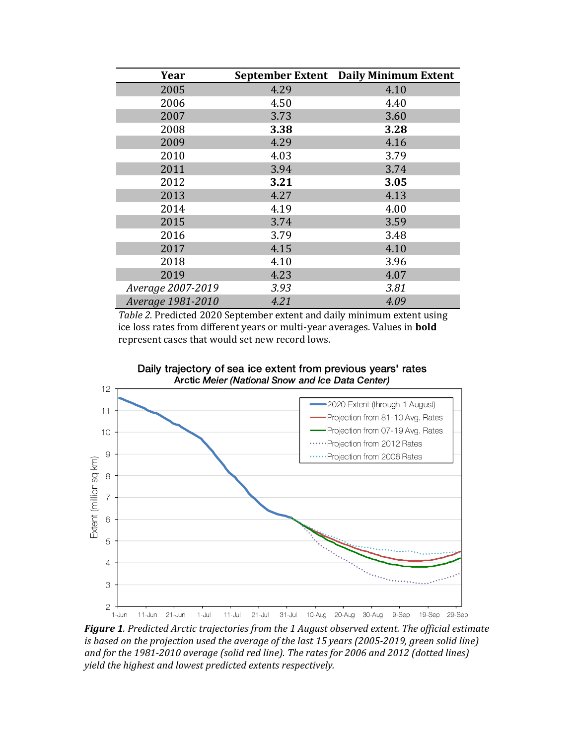| Year | September Extent | Daily Minimum Extent |
|---|---|---|
| 2005 | 4.29 | 4.10 |
| 2006 | 4.50 | 4.40 |
| 2007 | 3.73 | 3.60 |
| 2008 | **3.38** | **3.28** |
| 2009 | 4.29 | 4.16 |
| 2010 | 4.03 | 3.79 |
| 2011 | 3.94 | 3.74 |
| 2012 | **3.21** | **3.05** |
| 2013 | 4.27 | 4.13 |
| 2014 | 4.19 | 4.00 |
| 2015 | 3.74 | 3.59 |
| 2016 | 3.79 | 3.48 |
| 2017 | 4.15 | 4.10 |
| 2018 | 4.10 | 3.96 |
| 2019 | 4.23 | 4.07 |
| *Average 2007-2019* | *3.93* | *3.81* |
| *Average 1981-2010* | *4.21* | *4.09* |

*Table 2.* Predicted 2020 September extent and daily minimum extent using ice loss rates from different years or multi-year averages. Values in **bold** represent cases that would set new record lows.

***Figure 1****. Predicted Arctic trajectories from the 1 August observed extent. The official estimate is based on the projection used the average of the last 15 years (2005-2019, green solid line) and for the 1981-2010 average (solid red line). The rates for 2006 and 2012 (dotted lines) yield the highest and lowest predicted extents respectively.*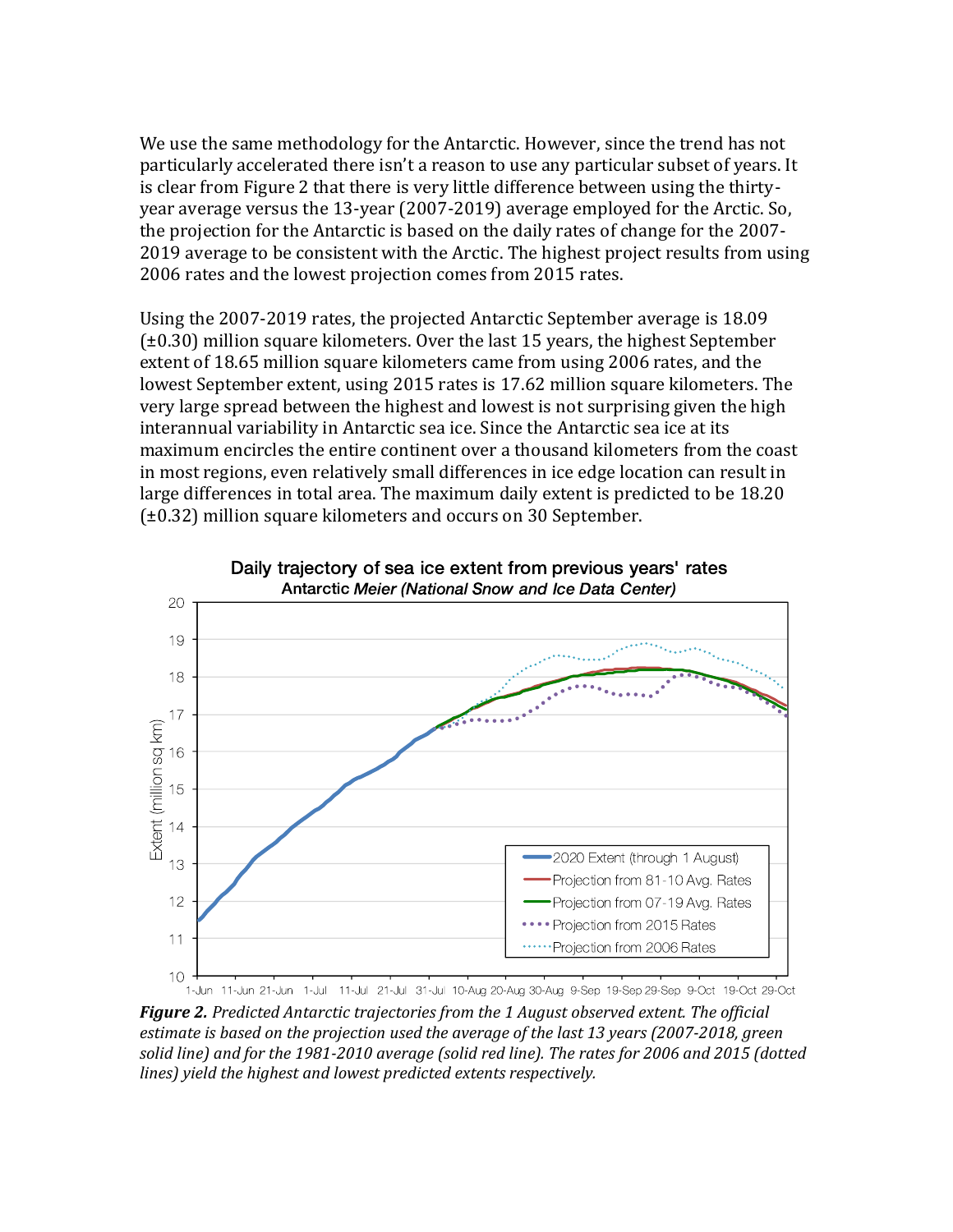We use the same methodology for the Antarctic. However, since the trend has not particularly accelerated there isn't a reason to use any particular subset of years. It is clear from Figure 2 that there is very little difference between using the thirty-year average versus the 13-year (2007-2019) average employed for the Arctic. So, the projection for the Antarctic is based on the daily rates of change for the 2007-2019 average to be consistent with the Arctic. The highest project results from using 2006 rates and the lowest projection comes from 2015 rates.

Using the 2007-2019 rates, the projected Antarctic September average is 18.09 (±0.30) million square kilometers. Over the last 15 years, the highest September extent of 18.65 million square kilometers came from using 2006 rates, and the lowest September extent, using 2015 rates is 17.62 million square kilometers. The very large spread between the highest and lowest is not surprising given the high interannual variability in Antarctic sea ice. Since the Antarctic sea ice at its maximum encircles the entire continent over a thousand kilometers from the coast in most regions, even relatively small differences in ice edge location can result in large differences in total area. The maximum daily extent is predicted to be 18.20 (±0.32) million square kilometers and occurs on 30 September.

***Figure 2.*** *Predicted Antarctic trajectories from the 1 August observed extent. The official estimate is based on the projection used the average of the last 13 years (2007-2018, green solid line) and for the 1981-2010 average (solid red line). The rates for 2006 and 2015 (dotted lines) yield the highest and lowest predicted extents respectively.*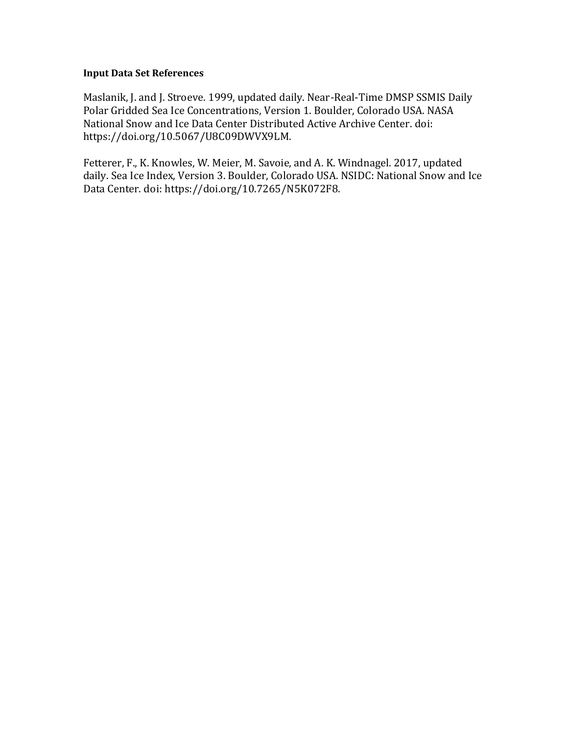**Input Data Set References**

Maslanik, J. and J. Stroeve. 1999, updated daily. Near-Real-Time DMSP SSMIS Daily Polar Gridded Sea Ice Concentrations, Version 1. Boulder, Colorado USA. NASA National Snow and Ice Data Center Distributed Active Archive Center. doi: https://doi.org/10.5067/U8C09DWVX9LM.

Fetterer, F., K. Knowles, W. Meier, M. Savoie, and A. K. Windnagel. 2017, updated daily. Sea Ice Index, Version 3. Boulder, Colorado USA. NSIDC: National Snow and Ice Data Center. doi: https://doi.org/10.7265/N5K072F8.